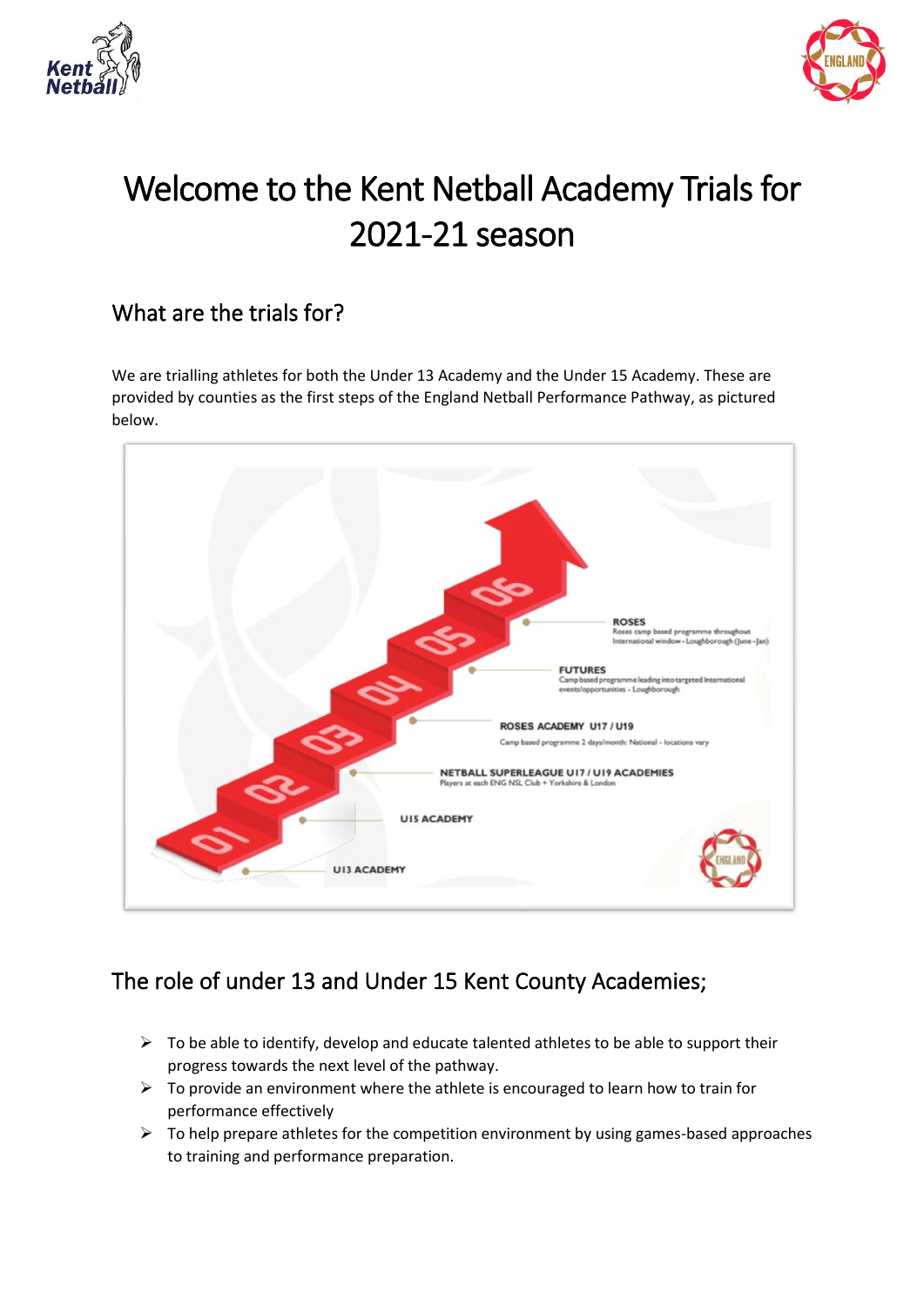# Welcome to the Kent Netball Academy Trials for 2021-21 season

## What are the trials for?

We are trialling athletes for both the Under 13 Academy and the Under 15 Academy. These are provided by counties as the first steps of the England Netball Performance Pathway, as pictured below.

## The role of under 13 and Under 15 Kent County Academies;

- To be able to identify, develop and educate talented athletes to be able to support their progress towards the next level of the pathway.
- To provide an environment where the athlete is encouraged to learn how to train for performance effectively
- To help prepare athletes for the competition environment by using games-based approaches to training and performance preparation.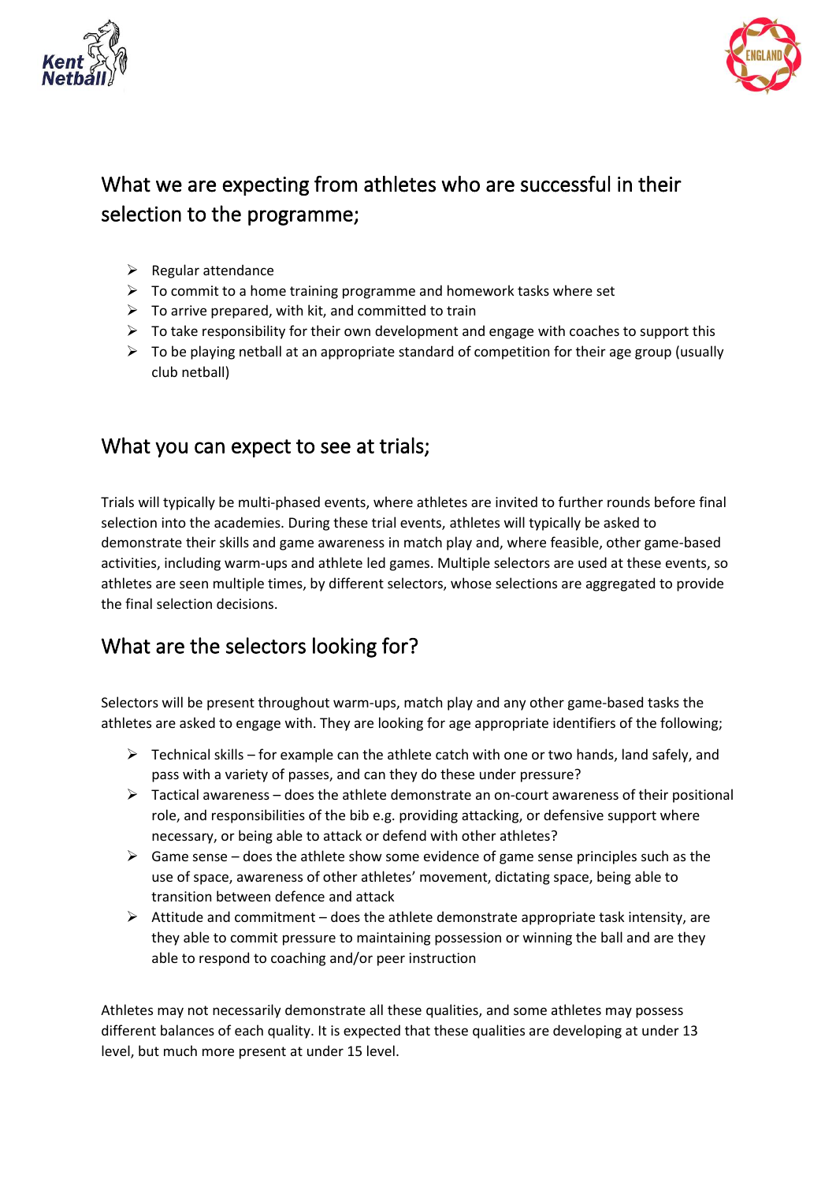## What we are expecting from athletes who are successful in their selection to the programme;

- Regular attendance
- To commit to a home training programme and homework tasks where set
- To arrive prepared, with kit, and committed to train
- To take responsibility for their own development and engage with coaches to support this
- To be playing netball at an appropriate standard of competition for their age group (usually club netball)

## What you can expect to see at trials;

Trials will typically be multi-phased events, where athletes are invited to further rounds before final selection into the academies. During these trial events, athletes will typically be asked to demonstrate their skills and game awareness in match play and, where feasible, other game-based activities, including warm-ups and athlete led games. Multiple selectors are used at these events, so athletes are seen multiple times, by different selectors, whose selections are aggregated to provide the final selection decisions.

## What are the selectors looking for?

Selectors will be present throughout warm-ups, match play and any other game-based tasks the athletes are asked to engage with. They are looking for age appropriate identifiers of the following;

- Technical skills – for example can the athlete catch with one or two hands, land safely, and pass with a variety of passes, and can they do these under pressure?
- Tactical awareness – does the athlete demonstrate an on-court awareness of their positional role, and responsibilities of the bib e.g. providing attacking, or defensive support where necessary, or being able to attack or defend with other athletes?
- Game sense – does the athlete show some evidence of game sense principles such as the use of space, awareness of other athletes' movement, dictating space, being able to transition between defence and attack
- Attitude and commitment – does the athlete demonstrate appropriate task intensity, are they able to commit pressure to maintaining possession or winning the ball and are they able to respond to coaching and/or peer instruction

Athletes may not necessarily demonstrate all these qualities, and some athletes may possess different balances of each quality. It is expected that these qualities are developing at under 13 level, but much more present at under 15 level.